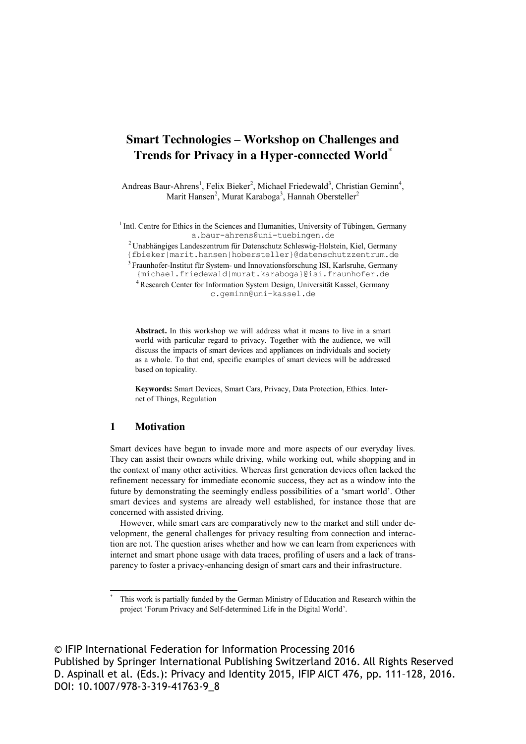# Smart Technologies – Workshop on Challenges and Trends for Privacy in a Hyper-connected World*

Andreas Baur-Ahrens[1], Felix Bieker[2], Michael Friedewald[3], Christian Geminn[4], Marit Hansen[2], Murat Karaboga[3], Hannah Obersteller[2]

[1] Intl. Centre for Ethics in the Sciences and Humanities, University of Tübingen, Germany
a.baur-ahrens@uni-tuebingen.de

[2] Unabhängiges Landeszentrum für Datenschutz Schleswig-Holstein, Kiel, Germany
{fbieker|marit.hansen|hobersteller}@datenschutzzentrum.de

[3] Fraunhofer-Institut für System- und Innovationsforschung ISI, Karlsruhe, Germany
{michael.friedewald|murat.karaboga}@isi.fraunhofer.de

[4] Research Center for Information System Design, Universität Kassel, Germany
c.geminn@uni-kassel.de

**Abstract.** In this workshop we will address what it means to live in a smart world with particular regard to privacy. Together with the audience, we will discuss the impacts of smart devices and appliances on individuals and society as a whole. To that end, specific examples of smart devices will be addressed based on topicality.

**Keywords:** Smart Devices, Smart Cars, Privacy, Data Protection, Ethics. Internet of Things, Regulation

## 1 Motivation

Smart devices have begun to invade more and more aspects of our everyday lives. They can assist their owners while driving, while working out, while shopping and in the context of many other activities. Whereas first generation devices often lacked the refinement necessary for immediate economic success, they act as a window into the future by demonstrating the seemingly endless possibilities of a 'smart world'. Other smart devices and systems are already well established, for instance those that are concerned with assisted driving.

However, while smart cars are comparatively new to the market and still under development, the general challenges for privacy resulting from connection and interaction are not. The question arises whether and how we can learn from experiences with internet and smart phone usage with data traces, profiling of users and a lack of transparency to foster a privacy-enhancing design of smart cars and their infrastructure.

---

* This work is partially funded by the German Ministry of Education and Research within the project 'Forum Privacy and Self-determined Life in the Digital World'.

© IFIP International Federation for Information Processing 2016
Published by Springer International Publishing Switzerland 2016. All Rights Reserved
D. Aspinall et al. (Eds.): Privacy and Identity 2015, IFIP AICT 476, pp. 111–128, 2016.
DOI: 10.1007/978-3-319-41763-9_8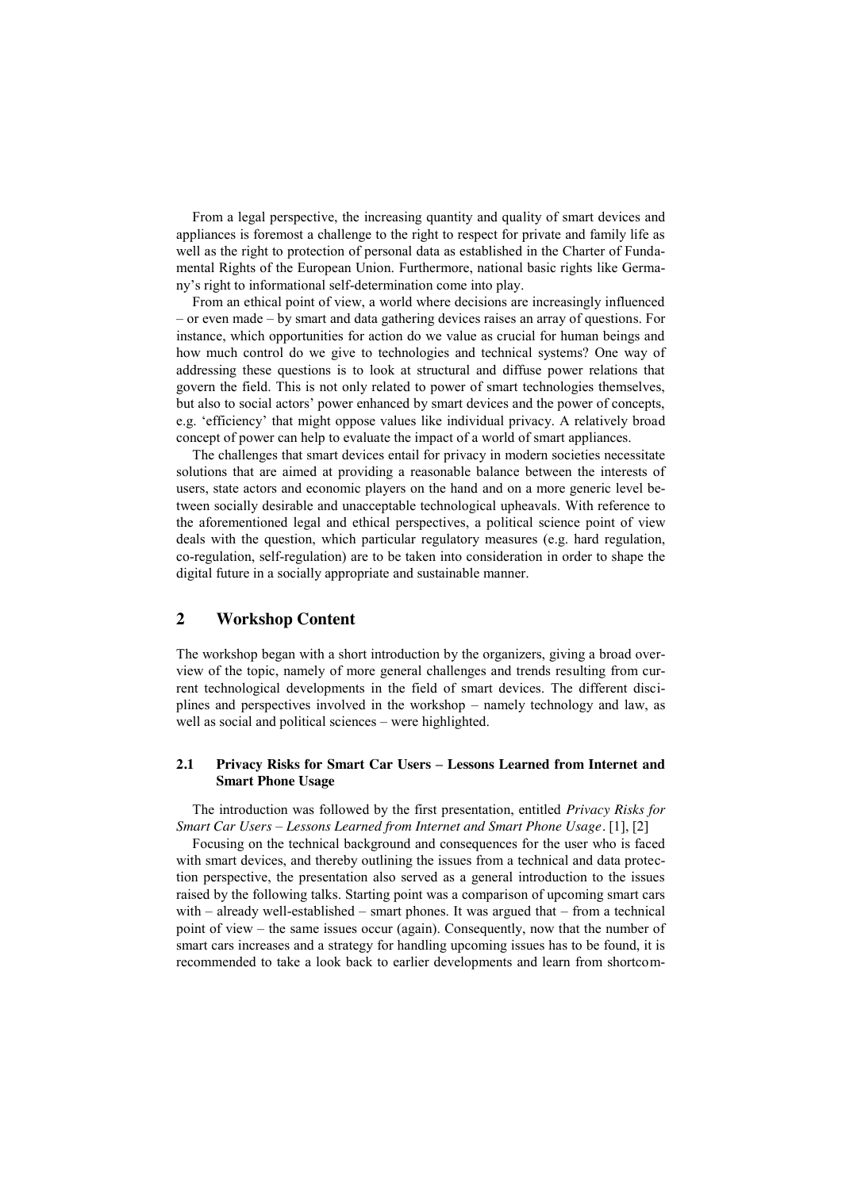From a legal perspective, the increasing quantity and quality of smart devices and appliances is foremost a challenge to the right to respect for private and family life as well as the right to protection of personal data as established in the Charter of Fundamental Rights of the European Union. Furthermore, national basic rights like Germany's right to informational self-determination come into play.

From an ethical point of view, a world where decisions are increasingly influenced – or even made – by smart and data gathering devices raises an array of questions. For instance, which opportunities for action do we value as crucial for human beings and how much control do we give to technologies and technical systems? One way of addressing these questions is to look at structural and diffuse power relations that govern the field. This is not only related to power of smart technologies themselves, but also to social actors' power enhanced by smart devices and the power of concepts, e.g. 'efficiency' that might oppose values like individual privacy. A relatively broad concept of power can help to evaluate the impact of a world of smart appliances.

The challenges that smart devices entail for privacy in modern societies necessitate solutions that are aimed at providing a reasonable balance between the interests of users, state actors and economic players on the hand and on a more generic level between socially desirable and unacceptable technological upheavals. With reference to the aforementioned legal and ethical perspectives, a political science point of view deals with the question, which particular regulatory measures (e.g. hard regulation, co-regulation, self-regulation) are to be taken into consideration in order to shape the digital future in a socially appropriate and sustainable manner.

## 2 Workshop Content

The workshop began with a short introduction by the organizers, giving a broad overview of the topic, namely of more general challenges and trends resulting from current technological developments in the field of smart devices. The different disciplines and perspectives involved in the workshop – namely technology and law, as well as social and political sciences – were highlighted.

### 2.1 Privacy Risks for Smart Car Users – Lessons Learned from Internet and Smart Phone Usage

The introduction was followed by the first presentation, entitled *Privacy Risks for Smart Car Users – Lessons Learned from Internet and Smart Phone Usage*. [1], [2]

Focusing on the technical background and consequences for the user who is faced with smart devices, and thereby outlining the issues from a technical and data protection perspective, the presentation also served as a general introduction to the issues raised by the following talks. Starting point was a comparison of upcoming smart cars with – already well-established – smart phones. It was argued that – from a technical point of view – the same issues occur (again). Consequently, now that the number of smart cars increases and a strategy for handling upcoming issues has to be found, it is recommended to take a look back to earlier developments and learn from shortcom-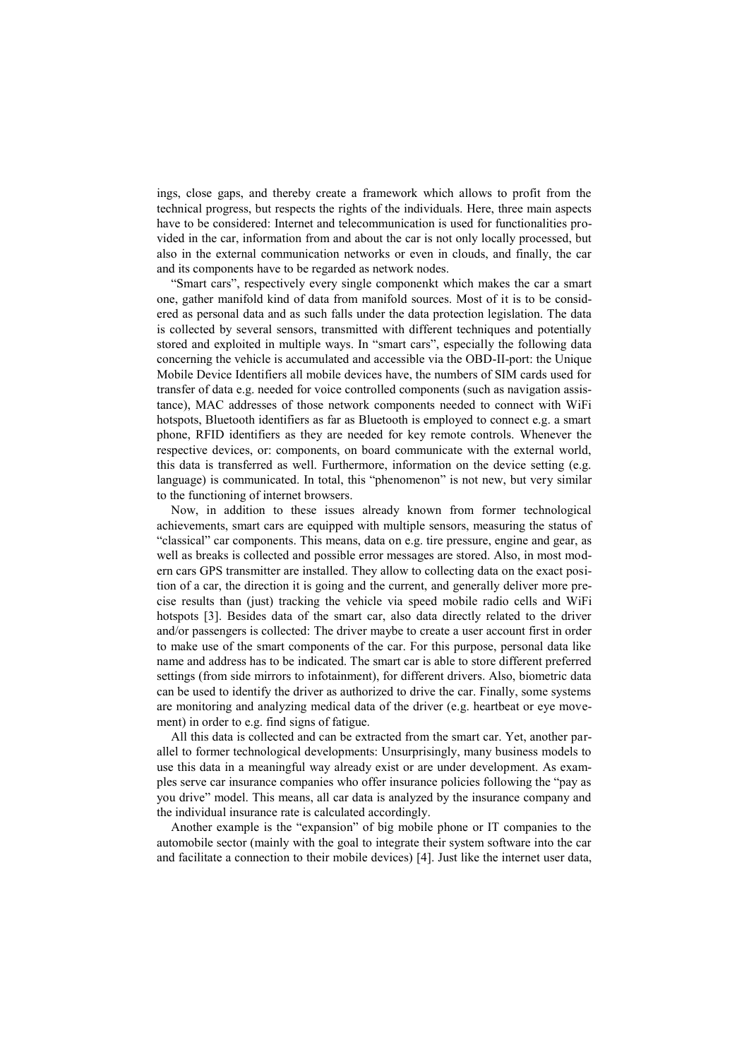ings, close gaps, and thereby create a framework which allows to profit from the technical progress, but respects the rights of the individuals. Here, three main aspects have to be considered: Internet and telecommunication is used for functionalities provided in the car, information from and about the car is not only locally processed, but also in the external communication networks or even in clouds, and finally, the car and its components have to be regarded as network nodes.

"Smart cars", respectively every single componenkt which makes the car a smart one, gather manifold kind of data from manifold sources. Most of it is to be considered as personal data and as such falls under the data protection legislation. The data is collected by several sensors, transmitted with different techniques and potentially stored and exploited in multiple ways. In "smart cars", especially the following data concerning the vehicle is accumulated and accessible via the OBD-II-port: the Unique Mobile Device Identifiers all mobile devices have, the numbers of SIM cards used for transfer of data e.g. needed for voice controlled components (such as navigation assistance), MAC addresses of those network components needed to connect with WiFi hotspots, Bluetooth identifiers as far as Bluetooth is employed to connect e.g. a smart phone, RFID identifiers as they are needed for key remote controls. Whenever the respective devices, or: components, on board communicate with the external world, this data is transferred as well. Furthermore, information on the device setting (e.g. language) is communicated. In total, this "phenomenon" is not new, but very similar to the functioning of internet browsers.

Now, in addition to these issues already known from former technological achievements, smart cars are equipped with multiple sensors, measuring the status of "classical" car components. This means, data on e.g. tire pressure, engine and gear, as well as breaks is collected and possible error messages are stored. Also, in most modern cars GPS transmitter are installed. They allow to collecting data on the exact position of a car, the direction it is going and the current, and generally deliver more precise results than (just) tracking the vehicle via speed mobile radio cells and WiFi hotspots [3]. Besides data of the smart car, also data directly related to the driver and/or passengers is collected: The driver maybe to create a user account first in order to make use of the smart components of the car. For this purpose, personal data like name and address has to be indicated. The smart car is able to store different preferred settings (from side mirrors to infotainment), for different drivers. Also, biometric data can be used to identify the driver as authorized to drive the car. Finally, some systems are monitoring and analyzing medical data of the driver (e.g. heartbeat or eye movement) in order to e.g. find signs of fatigue.

All this data is collected and can be extracted from the smart car. Yet, another parallel to former technological developments: Unsurprisingly, many business models to use this data in a meaningful way already exist or are under development. As examples serve car insurance companies who offer insurance policies following the "pay as you drive" model. This means, all car data is analyzed by the insurance company and the individual insurance rate is calculated accordingly.

Another example is the "expansion" of big mobile phone or IT companies to the automobile sector (mainly with the goal to integrate their system software into the car and facilitate a connection to their mobile devices) [4]. Just like the internet user data,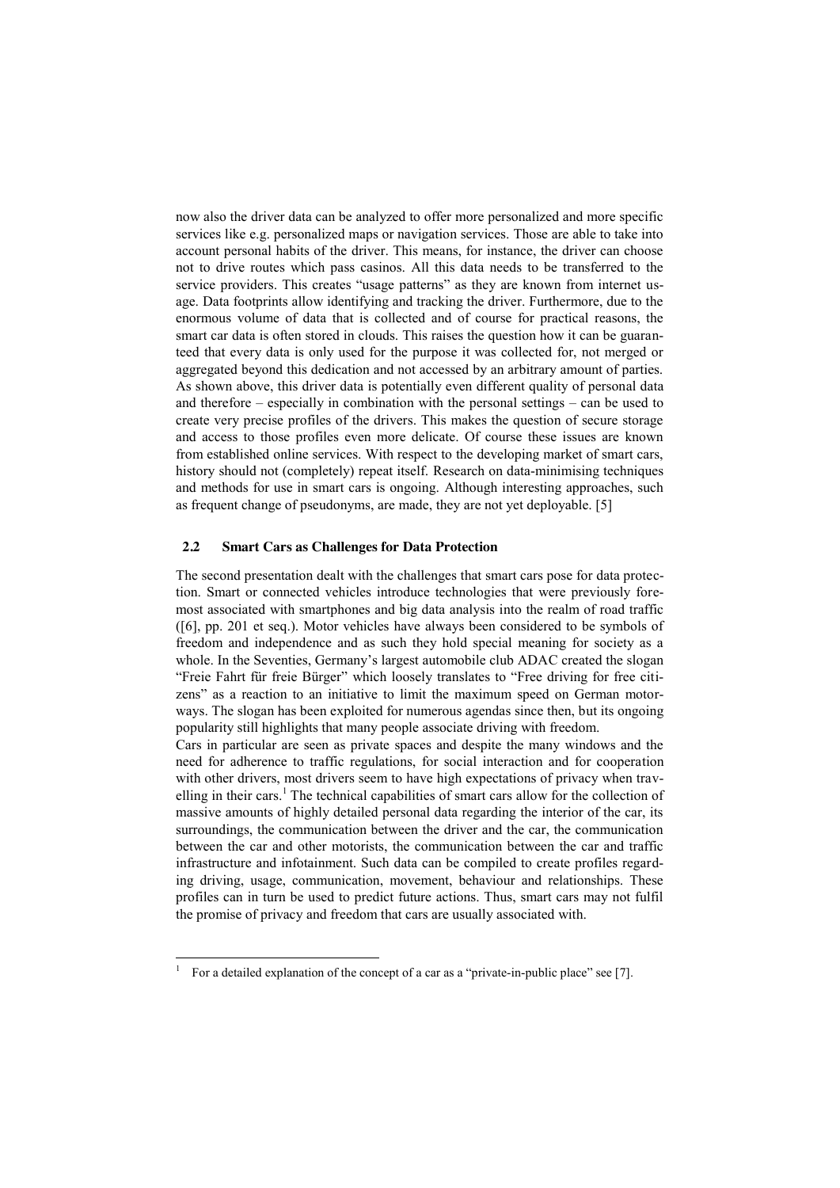now also the driver data can be analyzed to offer more personalized and more specific services like e.g. personalized maps or navigation services. Those are able to take into account personal habits of the driver. This means, for instance, the driver can choose not to drive routes which pass casinos. All this data needs to be transferred to the service providers. This creates "usage patterns" as they are known from internet usage. Data footprints allow identifying and tracking the driver. Furthermore, due to the enormous volume of data that is collected and of course for practical reasons, the smart car data is often stored in clouds. This raises the question how it can be guaranteed that every data is only used for the purpose it was collected for, not merged or aggregated beyond this dedication and not accessed by an arbitrary amount of parties. As shown above, this driver data is potentially even different quality of personal data and therefore – especially in combination with the personal settings – can be used to create very precise profiles of the drivers. This makes the question of secure storage and access to those profiles even more delicate. Of course these issues are known from established online services. With respect to the developing market of smart cars, history should not (completely) repeat itself. Research on data-minimising techniques and methods for use in smart cars is ongoing. Although interesting approaches, such as frequent change of pseudonyms, are made, they are not yet deployable. [5]

### 2.2 Smart Cars as Challenges for Data Protection

The second presentation dealt with the challenges that smart cars pose for data protection. Smart or connected vehicles introduce technologies that were previously foremost associated with smartphones and big data analysis into the realm of road traffic ([6], pp. 201 et seq.). Motor vehicles have always been considered to be symbols of freedom and independence and as such they hold special meaning for society as a whole. In the Seventies, Germany's largest automobile club ADAC created the slogan "Freie Fahrt für freie Bürger" which loosely translates to "Free driving for free citizens" as a reaction to an initiative to limit the maximum speed on German motorways. The slogan has been exploited for numerous agendas since then, but its ongoing popularity still highlights that many people associate driving with freedom.

Cars in particular are seen as private spaces and despite the many windows and the need for adherence to traffic regulations, for social interaction and for cooperation with other drivers, most drivers seem to have high expectations of privacy when travelling in their cars.[1] The technical capabilities of smart cars allow for the collection of massive amounts of highly detailed personal data regarding the interior of the car, its surroundings, the communication between the driver and the car, the communication between the car and other motorists, the communication between the car and traffic infrastructure and infotainment. Such data can be compiled to create profiles regarding driving, usage, communication, movement, behaviour and relationships. These profiles can in turn be used to predict future actions. Thus, smart cars may not fulfil the promise of privacy and freedom that cars are usually associated with.

---

[1] For a detailed explanation of the concept of a car as a "private-in-public place" see [7].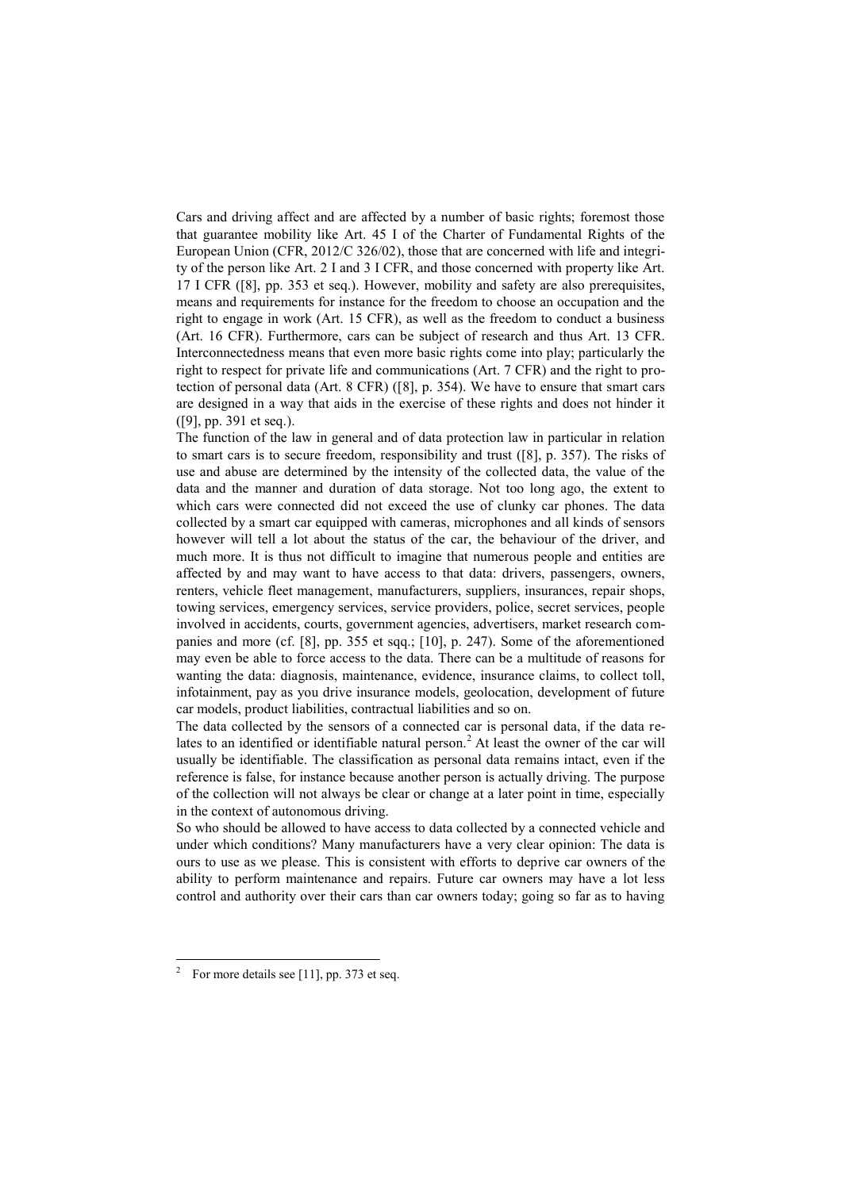Cars and driving affect and are affected by a number of basic rights; foremost those that guarantee mobility like Art. 45 I of the Charter of Fundamental Rights of the European Union (CFR, 2012/C 326/02), those that are concerned with life and integrity of the person like Art. 2 I and 3 I CFR, and those concerned with property like Art. 17 I CFR ([8], pp. 353 et seq.). However, mobility and safety are also prerequisites, means and requirements for instance for the freedom to choose an occupation and the right to engage in work (Art. 15 CFR), as well as the freedom to conduct a business (Art. 16 CFR). Furthermore, cars can be subject of research and thus Art. 13 CFR. Interconnectedness means that even more basic rights come into play; particularly the right to respect for private life and communications (Art. 7 CFR) and the right to protection of personal data (Art. 8 CFR) ([8], p. 354). We have to ensure that smart cars are designed in a way that aids in the exercise of these rights and does not hinder it ([9], pp. 391 et seq.).

The function of the law in general and of data protection law in particular in relation to smart cars is to secure freedom, responsibility and trust ([8], p. 357). The risks of use and abuse are determined by the intensity of the collected data, the value of the data and the manner and duration of data storage. Not too long ago, the extent to which cars were connected did not exceed the use of clunky car phones. The data collected by a smart car equipped with cameras, microphones and all kinds of sensors however will tell a lot about the status of the car, the behaviour of the driver, and much more. It is thus not difficult to imagine that numerous people and entities are affected by and may want to have access to that data: drivers, passengers, owners, renters, vehicle fleet management, manufacturers, suppliers, insurances, repair shops, towing services, emergency services, service providers, police, secret services, people involved in accidents, courts, government agencies, advertisers, market research companies and more (cf. [8], pp. 355 et sqq.; [10], p. 247). Some of the aforementioned may even be able to force access to the data. There can be a multitude of reasons for wanting the data: diagnosis, maintenance, evidence, insurance claims, to collect toll, infotainment, pay as you drive insurance models, geolocation, development of future car models, product liabilities, contractual liabilities and so on.

The data collected by the sensors of a connected car is personal data, if the data relates to an identified or identifiable natural person.[2] At least the owner of the car will usually be identifiable. The classification as personal data remains intact, even if the reference is false, for instance because another person is actually driving. The purpose of the collection will not always be clear or change at a later point in time, especially in the context of autonomous driving.

So who should be allowed to have access to data collected by a connected vehicle and under which conditions? Many manufacturers have a very clear opinion: The data is ours to use as we please. This is consistent with efforts to deprive car owners of the ability to perform maintenance and repairs. Future car owners may have a lot less control and authority over their cars than car owners today; going so far as to having

[2] For more details see [11], pp. 373 et seq.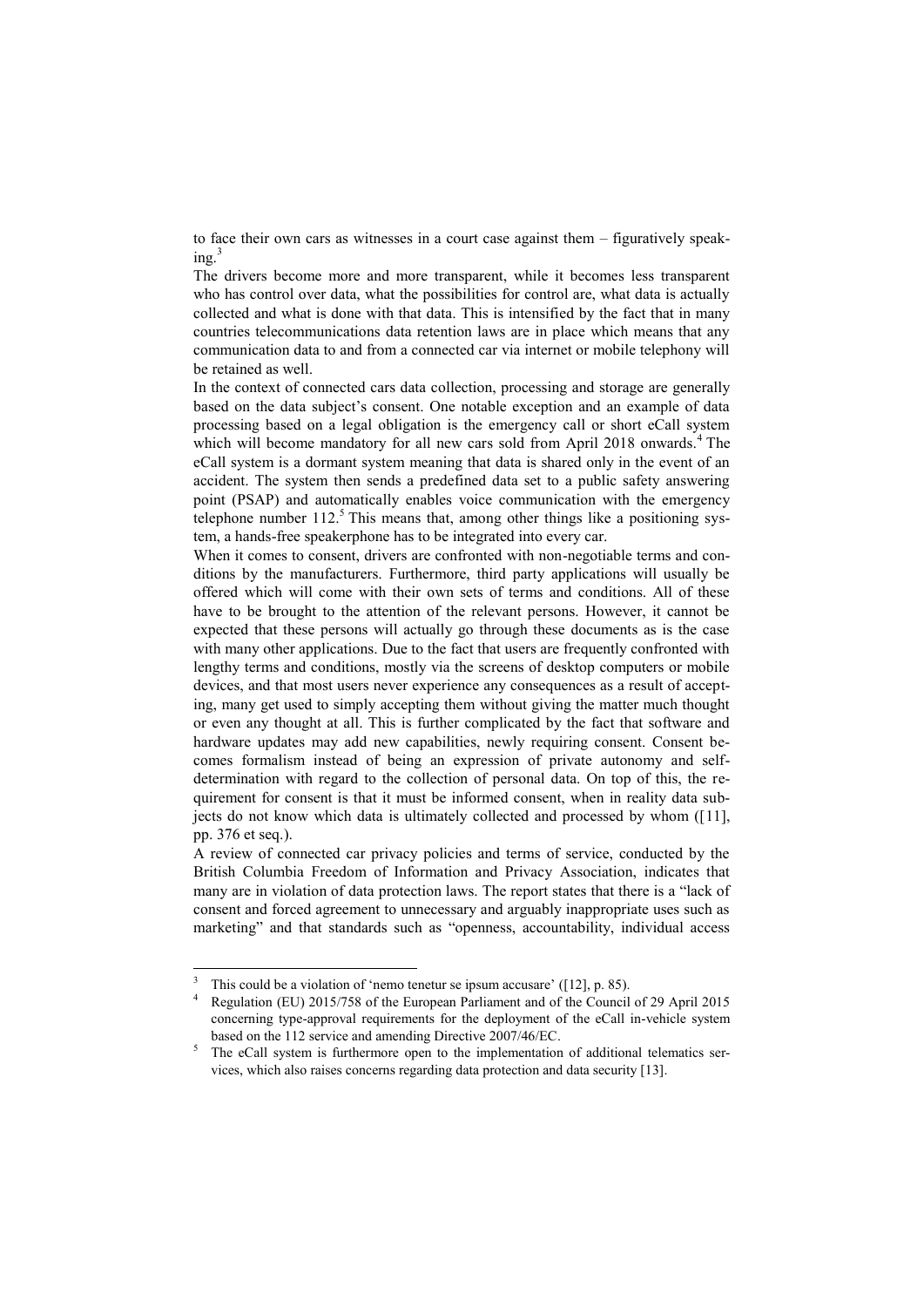to face their own cars as witnesses in a court case against them – figuratively speaking.[3]

The drivers become more and more transparent, while it becomes less transparent who has control over data, what the possibilities for control are, what data is actually collected and what is done with that data. This is intensified by the fact that in many countries telecommunications data retention laws are in place which means that any communication data to and from a connected car via internet or mobile telephony will be retained as well.

In the context of connected cars data collection, processing and storage are generally based on the data subject's consent. One notable exception and an example of data processing based on a legal obligation is the emergency call or short eCall system which will become mandatory for all new cars sold from April 2018 onwards.[4] The eCall system is a dormant system meaning that data is shared only in the event of an accident. The system then sends a predefined data set to a public safety answering point (PSAP) and automatically enables voice communication with the emergency telephone number 112.[5] This means that, among other things like a positioning system, a hands-free speakerphone has to be integrated into every car.

When it comes to consent, drivers are confronted with non-negotiable terms and conditions by the manufacturers. Furthermore, third party applications will usually be offered which will come with their own sets of terms and conditions. All of these have to be brought to the attention of the relevant persons. However, it cannot be expected that these persons will actually go through these documents as is the case with many other applications. Due to the fact that users are frequently confronted with lengthy terms and conditions, mostly via the screens of desktop computers or mobile devices, and that most users never experience any consequences as a result of accepting, many get used to simply accepting them without giving the matter much thought or even any thought at all. This is further complicated by the fact that software and hardware updates may add new capabilities, newly requiring consent. Consent becomes formalism instead of being an expression of private autonomy and self-determination with regard to the collection of personal data. On top of this, the requirement for consent is that it must be informed consent, when in reality data subjects do not know which data is ultimately collected and processed by whom ([11], pp. 376 et seq.).

A review of connected car privacy policies and terms of service, conducted by the British Columbia Freedom of Information and Privacy Association, indicates that many are in violation of data protection laws. The report states that there is a "lack of consent and forced agreement to unnecessary and arguably inappropriate uses such as marketing" and that standards such as "openness, accountability, individual access

---

[3] This could be a violation of 'nemo tenetur se ipsum accusare' ([12], p. 85).

[4] Regulation (EU) 2015/758 of the European Parliament and of the Council of 29 April 2015 concerning type-approval requirements for the deployment of the eCall in-vehicle system based on the 112 service and amending Directive 2007/46/EC.

[5] The eCall system is furthermore open to the implementation of additional telematics services, which also raises concerns regarding data protection and data security [13].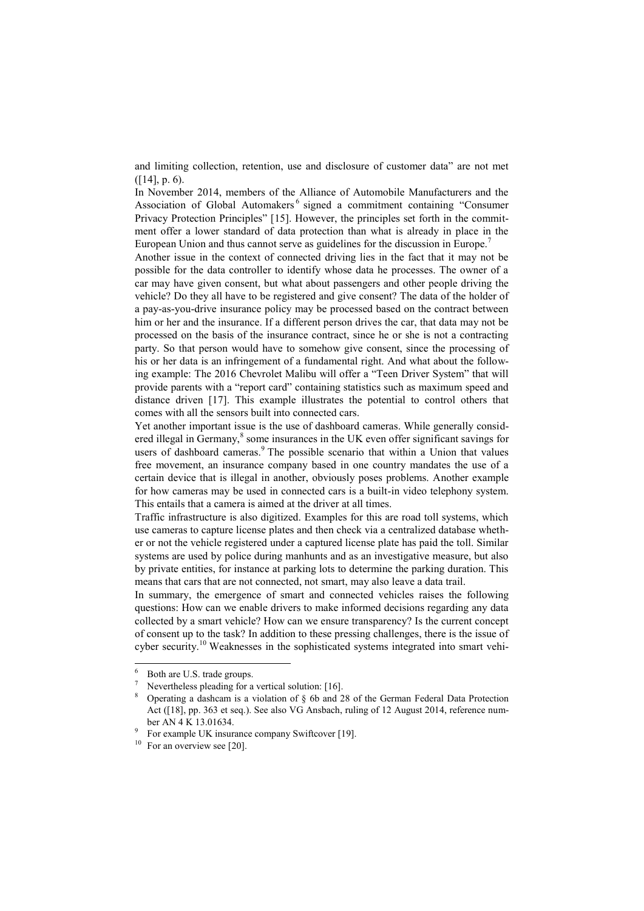and limiting collection, retention, use and disclosure of customer data" are not met ([14], p. 6).

In November 2014, members of the Alliance of Automobile Manufacturers and the Association of Global Automakers [6] signed a commitment containing "Consumer Privacy Protection Principles" [15]. However, the principles set forth in the commitment offer a lower standard of data protection than what is already in place in the European Union and thus cannot serve as guidelines for the discussion in Europe.[7]

Another issue in the context of connected driving lies in the fact that it may not be possible for the data controller to identify whose data he processes. The owner of a car may have given consent, but what about passengers and other people driving the vehicle? Do they all have to be registered and give consent? The data of the holder of a pay-as-you-drive insurance policy may be processed based on the contract between him or her and the insurance. If a different person drives the car, that data may not be processed on the basis of the insurance contract, since he or she is not a contracting party. So that person would have to somehow give consent, since the processing of his or her data is an infringement of a fundamental right. And what about the following example: The 2016 Chevrolet Malibu will offer a "Teen Driver System" that will provide parents with a "report card" containing statistics such as maximum speed and distance driven [17]. This example illustrates the potential to control others that comes with all the sensors built into connected cars.

Yet another important issue is the use of dashboard cameras. While generally considered illegal in Germany,[8] some insurances in the UK even offer significant savings for users of dashboard cameras.[9] The possible scenario that within a Union that values free movement, an insurance company based in one country mandates the use of a certain device that is illegal in another, obviously poses problems. Another example for how cameras may be used in connected cars is a built-in video telephony system. This entails that a camera is aimed at the driver at all times.

Traffic infrastructure is also digitized. Examples for this are road toll systems, which use cameras to capture license plates and then check via a centralized database whether or not the vehicle registered under a captured license plate has paid the toll. Similar systems are used by police during manhunts and as an investigative measure, but also by private entities, for instance at parking lots to determine the parking duration. This means that cars that are not connected, not smart, may also leave a data trail.

In summary, the emergence of smart and connected vehicles raises the following questions: How can we enable drivers to make informed decisions regarding any data collected by a smart vehicle? How can we ensure transparency? Is the current concept of consent up to the task? In addition to these pressing challenges, there is the issue of cyber security.[10] Weaknesses in the sophisticated systems integrated into smart vehi-

---

[6] Both are U.S. trade groups.

[7] Nevertheless pleading for a vertical solution: [16].

[8] Operating a dashcam is a violation of § 6b and 28 of the German Federal Data Protection Act ([18], pp. 363 et seq.). See also VG Ansbach, ruling of 12 August 2014, reference number AN 4 K 13.01634.

[9] For example UK insurance company Swiftcover [19].

[10] For an overview see [20].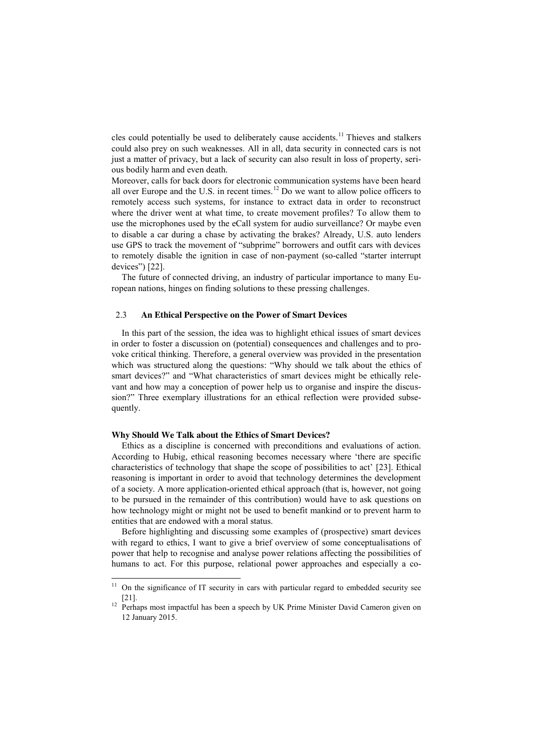cles could potentially be used to deliberately cause accidents.[11] Thieves and stalkers could also prey on such weaknesses. All in all, data security in connected cars is not just a matter of privacy, but a lack of security can also result in loss of property, serious bodily harm and even death.

Moreover, calls for back doors for electronic communication systems have been heard all over Europe and the U.S. in recent times.[12] Do we want to allow police officers to remotely access such systems, for instance to extract data in order to reconstruct where the driver went at what time, to create movement profiles? To allow them to use the microphones used by the eCall system for audio surveillance? Or maybe even to disable a car during a chase by activating the brakes? Already, U.S. auto lenders use GPS to track the movement of "subprime" borrowers and outfit cars with devices to remotely disable the ignition in case of non-payment (so-called "starter interrupt devices") [22].

The future of connected driving, an industry of particular importance to many European nations, hinges on finding solutions to these pressing challenges.

### 2.3 An Ethical Perspective on the Power of Smart Devices

In this part of the session, the idea was to highlight ethical issues of smart devices in order to foster a discussion on (potential) consequences and challenges and to provoke critical thinking. Therefore, a general overview was provided in the presentation which was structured along the questions: "Why should we talk about the ethics of smart devices?" and "What characteristics of smart devices might be ethically relevant and how may a conception of power help us to organise and inspire the discussion?" Three exemplary illustrations for an ethical reflection were provided subsequently.

**Why Should We Talk about the Ethics of Smart Devices?**

Ethics as a discipline is concerned with preconditions and evaluations of action. According to Hubig, ethical reasoning becomes necessary where 'there are specific characteristics of technology that shape the scope of possibilities to act' [23]. Ethical reasoning is important in order to avoid that technology determines the development of a society. A more application-oriented ethical approach (that is, however, not going to be pursued in the remainder of this contribution) would have to ask questions on how technology might or might not be used to benefit mankind or to prevent harm to entities that are endowed with a moral status.

Before highlighting and discussing some examples of (prospective) smart devices with regard to ethics, I want to give a brief overview of some conceptualisations of power that help to recognise and analyse power relations affecting the possibilities of humans to act. For this purpose, relational power approaches and especially a co-

---

[11] On the significance of IT security in cars with particular regard to embedded security see [21].

[12] Perhaps most impactful has been a speech by UK Prime Minister David Cameron given on 12 January 2015.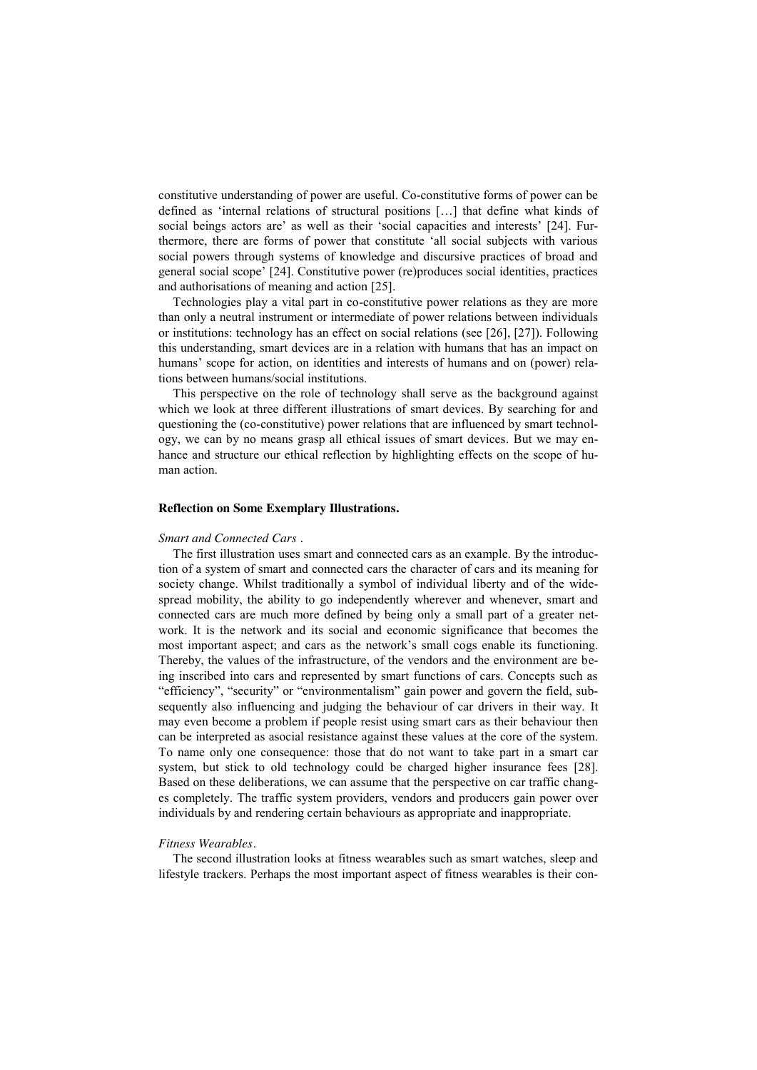constitutive understanding of power are useful. Co-constitutive forms of power can be defined as 'internal relations of structural positions […] that define what kinds of social beings actors are' as well as their 'social capacities and interests' [24]. Furthermore, there are forms of power that constitute 'all social subjects with various social powers through systems of knowledge and discursive practices of broad and general social scope' [24]. Constitutive power (re)produces social identities, practices and authorisations of meaning and action [25].

Technologies play a vital part in co-constitutive power relations as they are more than only a neutral instrument or intermediate of power relations between individuals or institutions: technology has an effect on social relations (see [26], [27]). Following this understanding, smart devices are in a relation with humans that has an impact on humans' scope for action, on identities and interests of humans and on (power) relations between humans/social institutions.

This perspective on the role of technology shall serve as the background against which we look at three different illustrations of smart devices. By searching for and questioning the (co-constitutive) power relations that are influenced by smart technology, we can by no means grasp all ethical issues of smart devices. But we may enhance and structure our ethical reflection by highlighting effects on the scope of human action.

**Reflection on Some Exemplary Illustrations.**

*Smart and Connected Cars* .

The first illustration uses smart and connected cars as an example. By the introduction of a system of smart and connected cars the character of cars and its meaning for society change. Whilst traditionally a symbol of individual liberty and of the widespread mobility, the ability to go independently wherever and whenever, smart and connected cars are much more defined by being only a small part of a greater network. It is the network and its social and economic significance that becomes the most important aspect; and cars as the network's small cogs enable its functioning. Thereby, the values of the infrastructure, of the vendors and the environment are being inscribed into cars and represented by smart functions of cars. Concepts such as "efficiency", "security" or "environmentalism" gain power and govern the field, subsequently also influencing and judging the behaviour of car drivers in their way. It may even become a problem if people resist using smart cars as their behaviour then can be interpreted as asocial resistance against these values at the core of the system. To name only one consequence: those that do not want to take part in a smart car system, but stick to old technology could be charged higher insurance fees [28]. Based on these deliberations, we can assume that the perspective on car traffic changes completely. The traffic system providers, vendors and producers gain power over individuals by and rendering certain behaviours as appropriate and inappropriate.

*Fitness Wearables*.

The second illustration looks at fitness wearables such as smart watches, sleep and lifestyle trackers. Perhaps the most important aspect of fitness wearables is their con-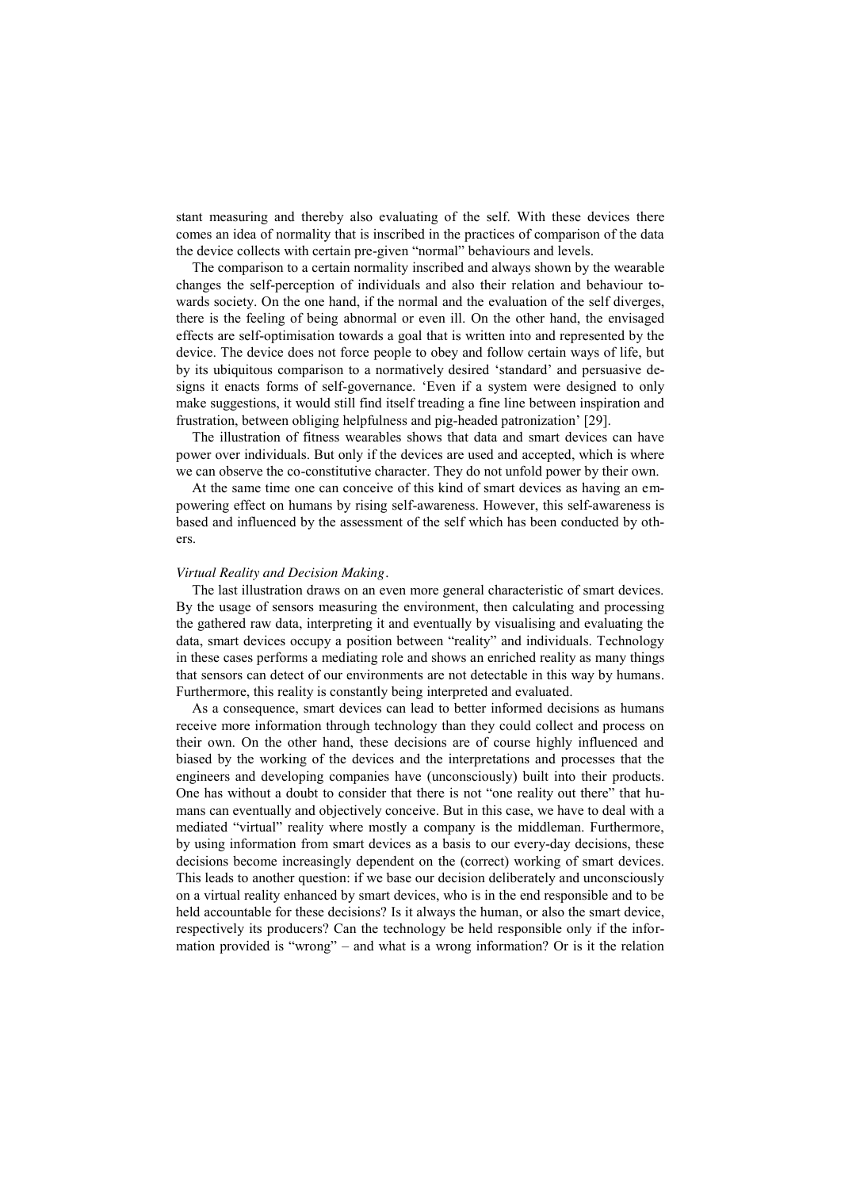stant measuring and thereby also evaluating of the self. With these devices there comes an idea of normality that is inscribed in the practices of comparison of the data the device collects with certain pre-given "normal" behaviours and levels.

The comparison to a certain normality inscribed and always shown by the wearable changes the self-perception of individuals and also their relation and behaviour towards society. On the one hand, if the normal and the evaluation of the self diverges, there is the feeling of being abnormal or even ill. On the other hand, the envisaged effects are self-optimisation towards a goal that is written into and represented by the device. The device does not force people to obey and follow certain ways of life, but by its ubiquitous comparison to a normatively desired 'standard' and persuasive designs it enacts forms of self-governance. 'Even if a system were designed to only make suggestions, it would still find itself treading a fine line between inspiration and frustration, between obliging helpfulness and pig-headed patronization' [29].

The illustration of fitness wearables shows that data and smart devices can have power over individuals. But only if the devices are used and accepted, which is where we can observe the co-constitutive character. They do not unfold power by their own.

At the same time one can conceive of this kind of smart devices as having an empowering effect on humans by rising self-awareness. However, this self-awareness is based and influenced by the assessment of the self which has been conducted by others.

*Virtual Reality and Decision Making*.

The last illustration draws on an even more general characteristic of smart devices. By the usage of sensors measuring the environment, then calculating and processing the gathered raw data, interpreting it and eventually by visualising and evaluating the data, smart devices occupy a position between "reality" and individuals. Technology in these cases performs a mediating role and shows an enriched reality as many things that sensors can detect of our environments are not detectable in this way by humans. Furthermore, this reality is constantly being interpreted and evaluated.

As a consequence, smart devices can lead to better informed decisions as humans receive more information through technology than they could collect and process on their own. On the other hand, these decisions are of course highly influenced and biased by the working of the devices and the interpretations and processes that the engineers and developing companies have (unconsciously) built into their products. One has without a doubt to consider that there is not "one reality out there" that humans can eventually and objectively conceive. But in this case, we have to deal with a mediated "virtual" reality where mostly a company is the middleman. Furthermore, by using information from smart devices as a basis to our every-day decisions, these decisions become increasingly dependent on the (correct) working of smart devices. This leads to another question: if we base our decision deliberately and unconsciously on a virtual reality enhanced by smart devices, who is in the end responsible and to be held accountable for these decisions? Is it always the human, or also the smart device, respectively its producers? Can the technology be held responsible only if the information provided is "wrong" – and what is a wrong information? Or is it the relation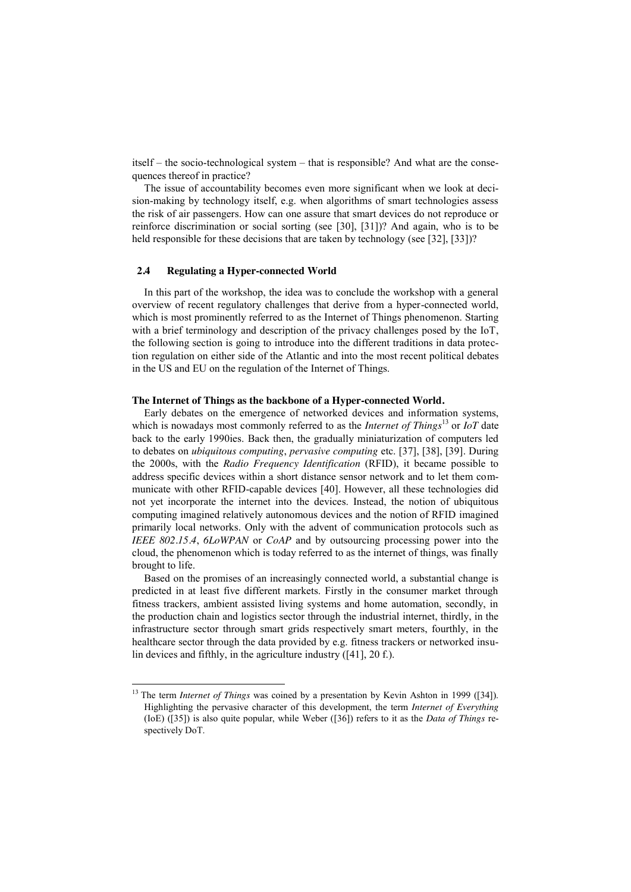itself – the socio-technological system – that is responsible? And what are the consequences thereof in practice?

The issue of accountability becomes even more significant when we look at decision-making by technology itself, e.g. when algorithms of smart technologies assess the risk of air passengers. How can one assure that smart devices do not reproduce or reinforce discrimination or social sorting (see [30], [31])? And again, who is to be held responsible for these decisions that are taken by technology (see [32], [33])?

### 2.4 Regulating a Hyper-connected World

In this part of the workshop, the idea was to conclude the workshop with a general overview of recent regulatory challenges that derive from a hyper-connected world, which is most prominently referred to as the Internet of Things phenomenon. Starting with a brief terminology and description of the privacy challenges posed by the IoT, the following section is going to introduce into the different traditions in data protection regulation on either side of the Atlantic and into the most recent political debates in the US and EU on the regulation of the Internet of Things.

**The Internet of Things as the backbone of a Hyper-connected World.**

Early debates on the emergence of networked devices and information systems, which is nowadays most commonly referred to as the *Internet of Things*[13] or *IoT* date back to the early 1990ies. Back then, the gradually miniaturization of computers led to debates on *ubiquitous computing*, *pervasive computing* etc. [37], [38], [39]. During the 2000s, with the *Radio Frequency Identification* (RFID), it became possible to address specific devices within a short distance sensor network and to let them communicate with other RFID-capable devices [40]. However, all these technologies did not yet incorporate the internet into the devices. Instead, the notion of ubiquitous computing imagined relatively autonomous devices and the notion of RFID imagined primarily local networks. Only with the advent of communication protocols such as *IEEE 802.15.4*, *6LoWPAN* or *CoAP* and by outsourcing processing power into the cloud, the phenomenon which is today referred to as the internet of things, was finally brought to life.

Based on the promises of an increasingly connected world, a substantial change is predicted in at least five different markets. Firstly in the consumer market through fitness trackers, ambient assisted living systems and home automation, secondly, in the production chain and logistics sector through the industrial internet, thirdly, in the infrastructure sector through smart grids respectively smart meters, fourthly, in the healthcare sector through the data provided by e.g. fitness trackers or networked insulin devices and fifthly, in the agriculture industry ([41], 20 f.).

[13] The term *Internet of Things* was coined by a presentation by Kevin Ashton in 1999 ([34]). Highlighting the pervasive character of this development, the term *Internet of Everything* (IoE) ([35]) is also quite popular, while Weber ([36]) refers to it as the *Data of Things* respectively DoT.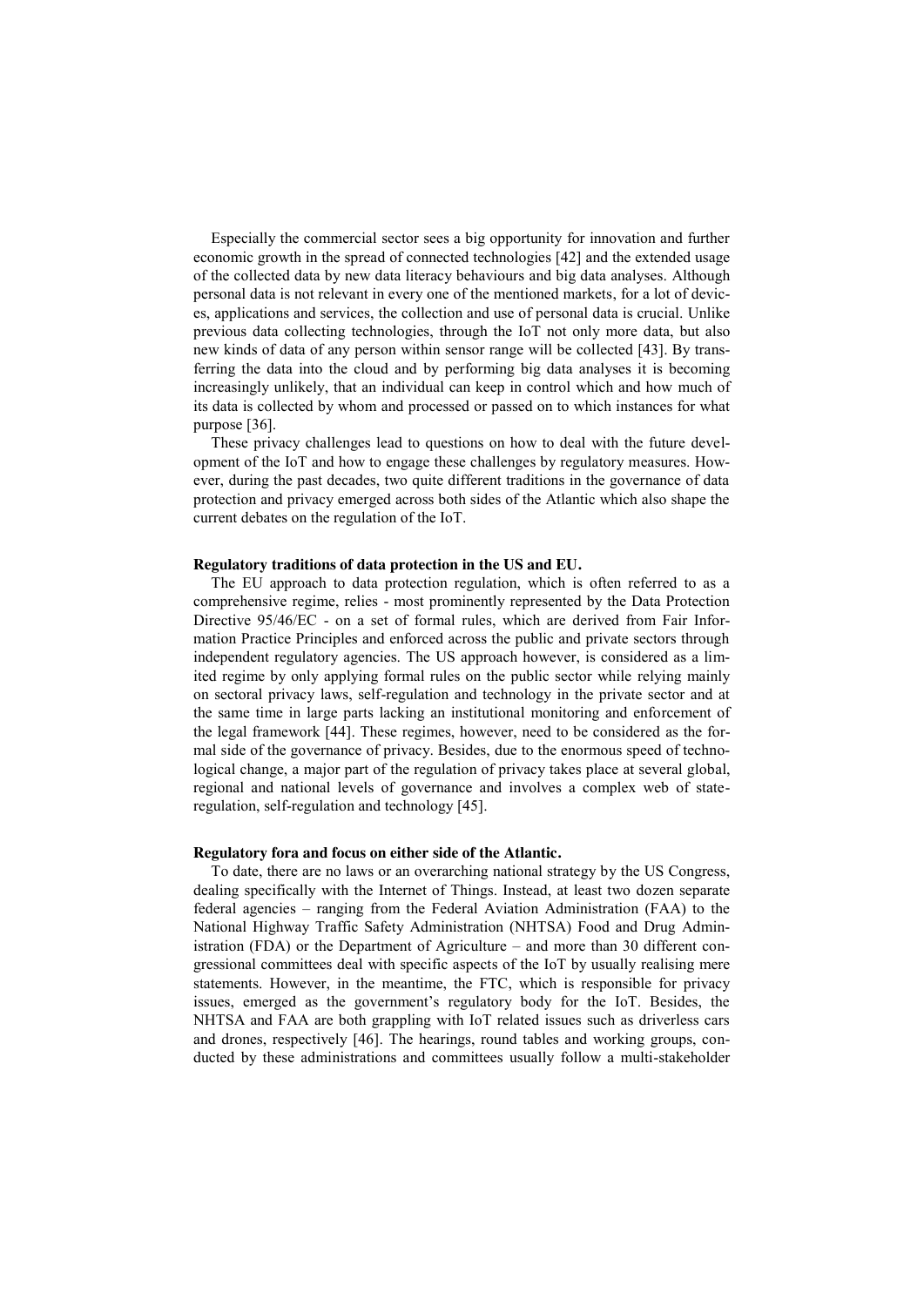Especially the commercial sector sees a big opportunity for innovation and further economic growth in the spread of connected technologies [42] and the extended usage of the collected data by new data literacy behaviours and big data analyses. Although personal data is not relevant in every one of the mentioned markets, for a lot of devices, applications and services, the collection and use of personal data is crucial. Unlike previous data collecting technologies, through the IoT not only more data, but also new kinds of data of any person within sensor range will be collected [43]. By transferring the data into the cloud and by performing big data analyses it is becoming increasingly unlikely, that an individual can keep in control which and how much of its data is collected by whom and processed or passed on to which instances for what purpose [36].

These privacy challenges lead to questions on how to deal with the future development of the IoT and how to engage these challenges by regulatory measures. However, during the past decades, two quite different traditions in the governance of data protection and privacy emerged across both sides of the Atlantic which also shape the current debates on the regulation of the IoT.

**Regulatory traditions of data protection in the US and EU.**

The EU approach to data protection regulation, which is often referred to as a comprehensive regime, relies - most prominently represented by the Data Protection Directive 95/46/EC - on a set of formal rules, which are derived from Fair Information Practice Principles and enforced across the public and private sectors through independent regulatory agencies. The US approach however, is considered as a limited regime by only applying formal rules on the public sector while relying mainly on sectoral privacy laws, self-regulation and technology in the private sector and at the same time in large parts lacking an institutional monitoring and enforcement of the legal framework [44]. These regimes, however, need to be considered as the formal side of the governance of privacy. Besides, due to the enormous speed of technological change, a major part of the regulation of privacy takes place at several global, regional and national levels of governance and involves a complex web of state-regulation, self-regulation and technology [45].

**Regulatory fora and focus on either side of the Atlantic.**

To date, there are no laws or an overarching national strategy by the US Congress, dealing specifically with the Internet of Things. Instead, at least two dozen separate federal agencies – ranging from the Federal Aviation Administration (FAA) to the National Highway Traffic Safety Administration (NHTSA) Food and Drug Administration (FDA) or the Department of Agriculture – and more than 30 different congressional committees deal with specific aspects of the IoT by usually realising mere statements. However, in the meantime, the FTC, which is responsible for privacy issues, emerged as the government's regulatory body for the IoT. Besides, the NHTSA and FAA are both grappling with IoT related issues such as driverless cars and drones, respectively [46]. The hearings, round tables and working groups, conducted by these administrations and committees usually follow a multi-stakeholder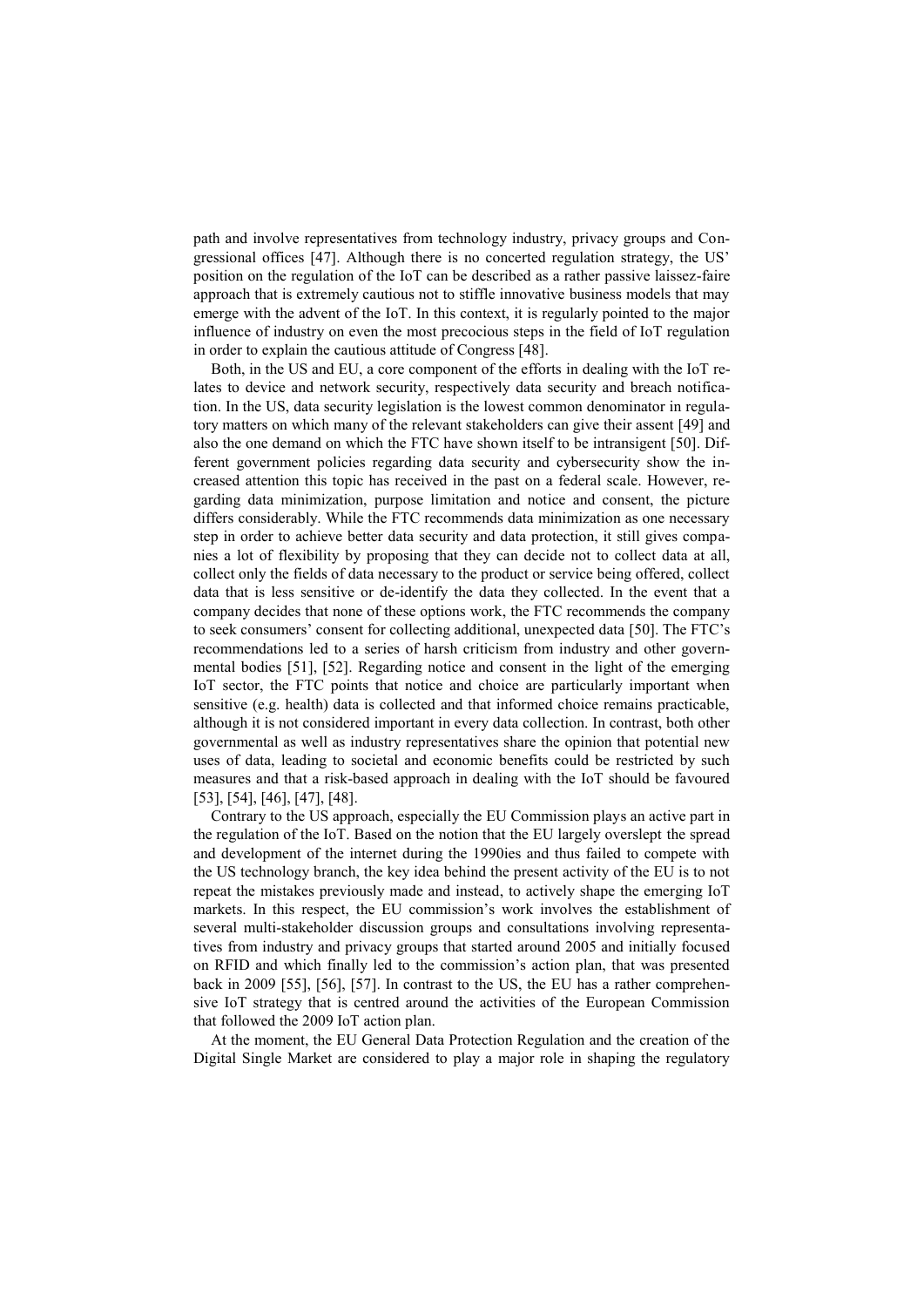path and involve representatives from technology industry, privacy groups and Congressional offices [47]. Although there is no concerted regulation strategy, the US' position on the regulation of the IoT can be described as a rather passive laissez-faire approach that is extremely cautious not to stiffle innovative business models that may emerge with the advent of the IoT. In this context, it is regularly pointed to the major influence of industry on even the most precocious steps in the field of IoT regulation in order to explain the cautious attitude of Congress [48].

Both, in the US and EU, a core component of the efforts in dealing with the IoT relates to device and network security, respectively data security and breach notification. In the US, data security legislation is the lowest common denominator in regulatory matters on which many of the relevant stakeholders can give their assent [49] and also the one demand on which the FTC have shown itself to be intransigent [50]. Different government policies regarding data security and cybersecurity show the increased attention this topic has received in the past on a federal scale. However, regarding data minimization, purpose limitation and notice and consent, the picture differs considerably. While the FTC recommends data minimization as one necessary step in order to achieve better data security and data protection, it still gives companies a lot of flexibility by proposing that they can decide not to collect data at all, collect only the fields of data necessary to the product or service being offered, collect data that is less sensitive or de-identify the data they collected. In the event that a company decides that none of these options work, the FTC recommends the company to seek consumers' consent for collecting additional, unexpected data [50]. The FTC's recommendations led to a series of harsh criticism from industry and other governmental bodies [51], [52]. Regarding notice and consent in the light of the emerging IoT sector, the FTC points that notice and choice are particularly important when sensitive (e.g. health) data is collected and that informed choice remains practicable, although it is not considered important in every data collection. In contrast, both other governmental as well as industry representatives share the opinion that potential new uses of data, leading to societal and economic benefits could be restricted by such measures and that a risk-based approach in dealing with the IoT should be favoured [53], [54], [46], [47], [48].

Contrary to the US approach, especially the EU Commission plays an active part in the regulation of the IoT. Based on the notion that the EU largely overslept the spread and development of the internet during the 1990ies and thus failed to compete with the US technology branch, the key idea behind the present activity of the EU is to not repeat the mistakes previously made and instead, to actively shape the emerging IoT markets. In this respect, the EU commission's work involves the establishment of several multi-stakeholder discussion groups and consultations involving representatives from industry and privacy groups that started around 2005 and initially focused on RFID and which finally led to the commission's action plan, that was presented back in 2009 [55], [56], [57]. In contrast to the US, the EU has a rather comprehensive IoT strategy that is centred around the activities of the European Commission that followed the 2009 IoT action plan.

At the moment, the EU General Data Protection Regulation and the creation of the Digital Single Market are considered to play a major role in shaping the regulatory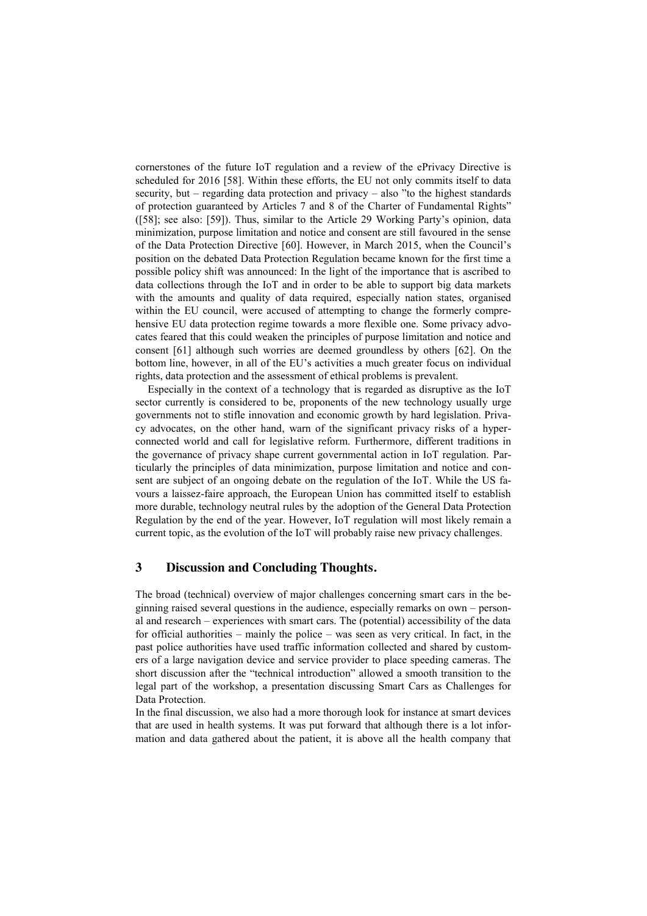cornerstones of the future IoT regulation and a review of the ePrivacy Directive is scheduled for 2016 [58]. Within these efforts, the EU not only commits itself to data security, but – regarding data protection and privacy – also "to the highest standards of protection guaranteed by Articles 7 and 8 of the Charter of Fundamental Rights" ([58]; see also: [59]). Thus, similar to the Article 29 Working Party's opinion, data minimization, purpose limitation and notice and consent are still favoured in the sense of the Data Protection Directive [60]. However, in March 2015, when the Council's position on the debated Data Protection Regulation became known for the first time a possible policy shift was announced: In the light of the importance that is ascribed to data collections through the IoT and in order to be able to support big data markets with the amounts and quality of data required, especially nation states, organised within the EU council, were accused of attempting to change the formerly comprehensive EU data protection regime towards a more flexible one. Some privacy advocates feared that this could weaken the principles of purpose limitation and notice and consent [61] although such worries are deemed groundless by others [62]. On the bottom line, however, in all of the EU's activities a much greater focus on individual rights, data protection and the assessment of ethical problems is prevalent.

Especially in the context of a technology that is regarded as disruptive as the IoT sector currently is considered to be, proponents of the new technology usually urge governments not to stifle innovation and economic growth by hard legislation. Privacy advocates, on the other hand, warn of the significant privacy risks of a hyperconnected world and call for legislative reform. Furthermore, different traditions in the governance of privacy shape current governmental action in IoT regulation. Particularly the principles of data minimization, purpose limitation and notice and consent are subject of an ongoing debate on the regulation of the IoT. While the US favours a laissez-faire approach, the European Union has committed itself to establish more durable, technology neutral rules by the adoption of the General Data Protection Regulation by the end of the year. However, IoT regulation will most likely remain a current topic, as the evolution of the IoT will probably raise new privacy challenges.

# 3 Discussion and Concluding Thoughts.

The broad (technical) overview of major challenges concerning smart cars in the beginning raised several questions in the audience, especially remarks on own – personal and research – experiences with smart cars. The (potential) accessibility of the data for official authorities – mainly the police – was seen as very critical. In fact, in the past police authorities have used traffic information collected and shared by customers of a large navigation device and service provider to place speeding cameras. The short discussion after the "technical introduction" allowed a smooth transition to the legal part of the workshop, a presentation discussing Smart Cars as Challenges for Data Protection.

In the final discussion, we also had a more thorough look for instance at smart devices that are used in health systems. It was put forward that although there is a lot information and data gathered about the patient, it is above all the health company that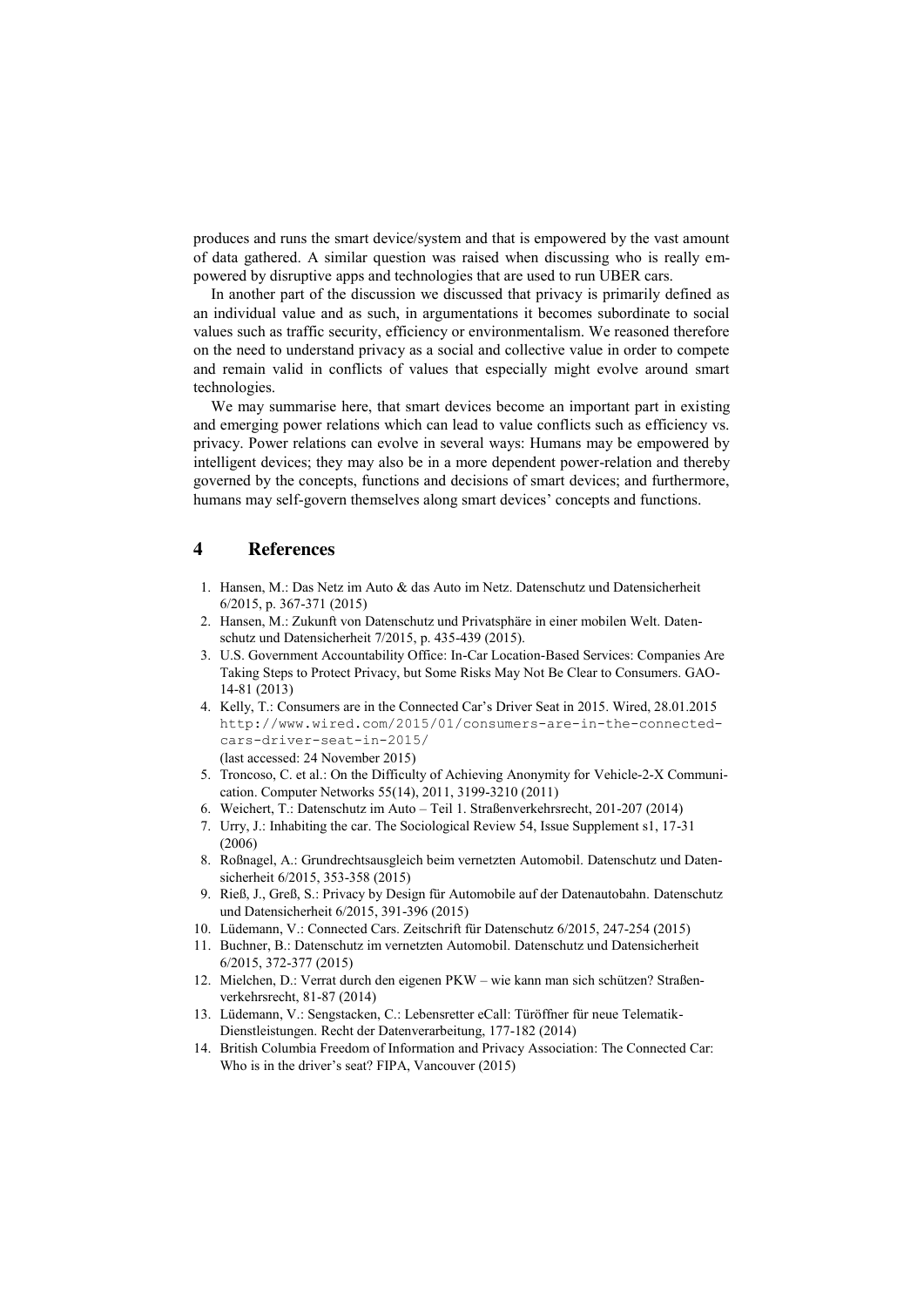produces and runs the smart device/system and that is empowered by the vast amount of data gathered. A similar question was raised when discussing who is really empowered by disruptive apps and technologies that are used to run UBER cars.

In another part of the discussion we discussed that privacy is primarily defined as an individual value and as such, in argumentations it becomes subordinate to social values such as traffic security, efficiency or environmentalism. We reasoned therefore on the need to understand privacy as a social and collective value in order to compete and remain valid in conflicts of values that especially might evolve around smart technologies.

We may summarise here, that smart devices become an important part in existing and emerging power relations which can lead to value conflicts such as efficiency vs. privacy. Power relations can evolve in several ways: Humans may be empowered by intelligent devices; they may also be in a more dependent power-relation and thereby governed by the concepts, functions and decisions of smart devices; and furthermore, humans may self-govern themselves along smart devices' concepts and functions.

## 4 References

1. Hansen, M.: Das Netz im Auto & das Auto im Netz. Datenschutz und Datensicherheit 6/2015, p. 367-371 (2015)
2. Hansen, M.: Zukunft von Datenschutz und Privatsphäre in einer mobilen Welt. Datenschutz und Datensicherheit 7/2015, p. 435-439 (2015).
3. U.S. Government Accountability Office: In-Car Location-Based Services: Companies Are Taking Steps to Protect Privacy, but Some Risks May Not Be Clear to Consumers. GAO-14-81 (2013)
4. Kelly, T.: Consumers are in the Connected Car's Driver Seat in 2015. Wired, 28.01.2015 `http://www.wired.com/2015/01/consumers-are-in-the-connected-cars-driver-seat-in-2015/` (last accessed: 24 November 2015)
5. Troncoso, C. et al.: On the Difficulty of Achieving Anonymity for Vehicle-2-X Communication. Computer Networks 55(14), 2011, 3199-3210 (2011)
6. Weichert, T.: Datenschutz im Auto – Teil 1. Straßenverkehrsrecht, 201-207 (2014)
7. Urry, J.: Inhabiting the car. The Sociological Review 54, Issue Supplement s1, 17-31 (2006)
8. Roßnagel, A.: Grundrechtsausgleich beim vernetzten Automobil. Datenschutz und Datensicherheit 6/2015, 353-358 (2015)
9. Rieß, J., Greß, S.: Privacy by Design für Automobile auf der Datenautobahn. Datenschutz und Datensicherheit 6/2015, 391-396 (2015)
10. Lüdemann, V.: Connected Cars. Zeitschrift für Datenschutz 6/2015, 247-254 (2015)
11. Buchner, B.: Datenschutz im vernetzten Automobil. Datenschutz und Datensicherheit 6/2015, 372-377 (2015)
12. Mielchen, D.: Verrat durch den eigenen PKW – wie kann man sich schützen? Straßenverkehrsrecht, 81-87 (2014)
13. Lüdemann, V.: Sengstacken, C.: Lebensretter eCall: Türöffner für neue Telematik-Dienstleistungen. Recht der Datenverarbeitung, 177-182 (2014)
14. British Columbia Freedom of Information and Privacy Association: The Connected Car: Who is in the driver's seat? FIPA, Vancouver (2015)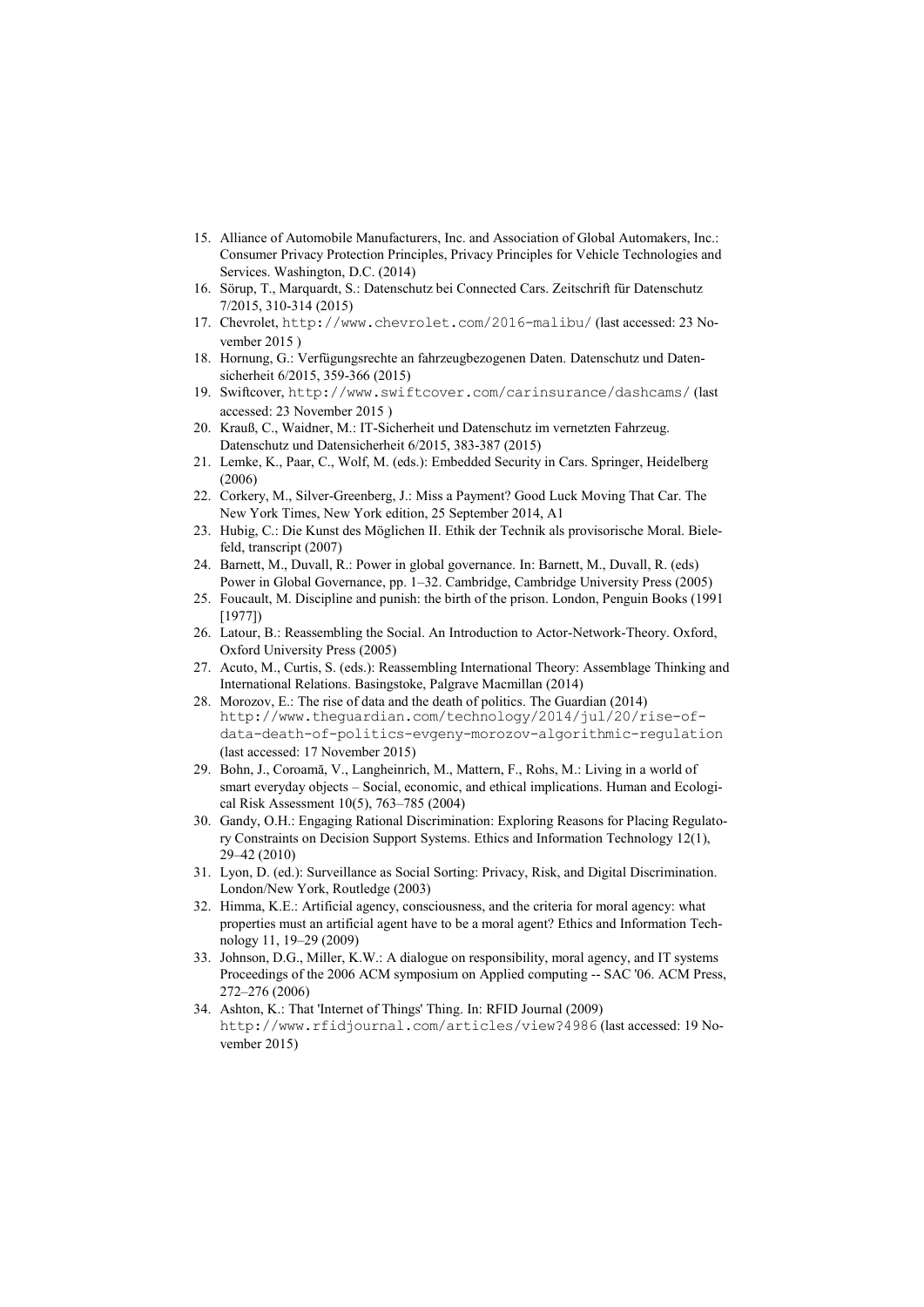15. Alliance of Automobile Manufacturers, Inc. and Association of Global Automakers, Inc.: Consumer Privacy Protection Principles, Privacy Principles for Vehicle Technologies and Services. Washington, D.C. (2014)
16. Sörup, T., Marquardt, S.: Datenschutz bei Connected Cars. Zeitschrift für Datenschutz 7/2015, 310-314 (2015)
17. Chevrolet, http://www.chevrolet.com/2016-malibu/ (last accessed: 23 November 2015 )
18. Hornung, G.: Verfügungsrechte an fahrzeugbezogenen Daten. Datenschutz und Datensicherheit 6/2015, 359-366 (2015)
19. Swiftcover, http://www.swiftcover.com/carinsurance/dashcams/ (last accessed: 23 November 2015 )
20. Krauß, C., Waidner, M.: IT-Sicherheit und Datenschutz im vernetzten Fahrzeug. Datenschutz und Datensicherheit 6/2015, 383-387 (2015)
21. Lemke, K., Paar, C., Wolf, M. (eds.): Embedded Security in Cars. Springer, Heidelberg (2006)
22. Corkery, M., Silver-Greenberg, J.: Miss a Payment? Good Luck Moving That Car. The New York Times, New York edition, 25 September 2014, A1
23. Hubig, C.: Die Kunst des Möglichen II. Ethik der Technik als provisorische Moral. Bielefeld, transcript (2007)
24. Barnett, M., Duvall, R.: Power in global governance. In: Barnett, M., Duvall, R. (eds) Power in Global Governance, pp. 1–32. Cambridge, Cambridge University Press (2005)
25. Foucault, M. Discipline and punish: the birth of the prison. London, Penguin Books (1991 [1977])
26. Latour, B.: Reassembling the Social. An Introduction to Actor-Network-Theory. Oxford, Oxford University Press (2005)
27. Acuto, M., Curtis, S. (eds.): Reassembling International Theory: Assemblage Thinking and International Relations. Basingstoke, Palgrave Macmillan (2014)
28. Morozov, E.: The rise of data and the death of politics. The Guardian (2014) http://www.theguardian.com/technology/2014/jul/20/rise-of-data-death-of-politics-evgeny-morozov-algorithmic-regulation (last accessed: 17 November 2015)
29. Bohn, J., Coroamă, V., Langheinrich, M., Mattern, F., Rohs, M.: Living in a world of smart everyday objects – Social, economic, and ethical implications. Human and Ecological Risk Assessment 10(5), 763–785 (2004)
30. Gandy, O.H.: Engaging Rational Discrimination: Exploring Reasons for Placing Regulatory Constraints on Decision Support Systems. Ethics and Information Technology 12(1), 29–42 (2010)
31. Lyon, D. (ed.): Surveillance as Social Sorting: Privacy, Risk, and Digital Discrimination. London/New York, Routledge (2003)
32. Himma, K.E.: Artificial agency, consciousness, and the criteria for moral agency: what properties must an artificial agent have to be a moral agent? Ethics and Information Technology 11, 19–29 (2009)
33. Johnson, D.G., Miller, K.W.: A dialogue on responsibility, moral agency, and IT systems Proceedings of the 2006 ACM symposium on Applied computing -- SAC '06. ACM Press, 272–276 (2006)
34. Ashton, K.: That 'Internet of Things' Thing. In: RFID Journal (2009) http://www.rfidjournal.com/articles/view?4986 (last accessed: 19 November 2015)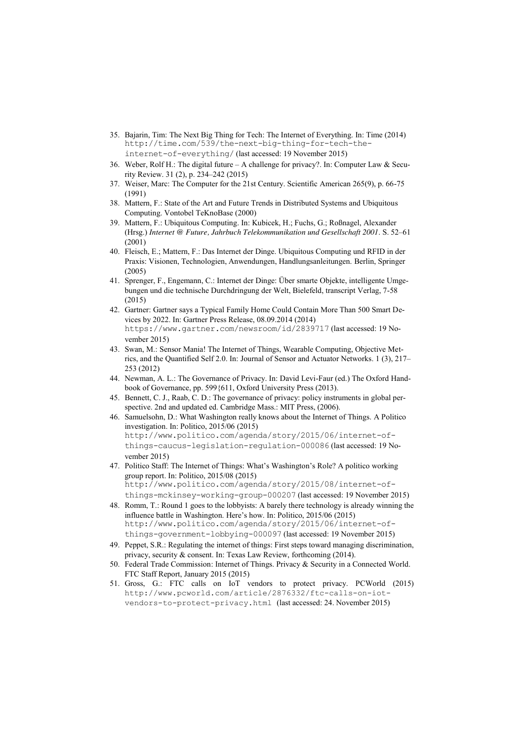35. Bajarin, Tim: The Next Big Thing for Tech: The Internet of Everything. In: Time (2014) http://time.com/539/the-next-big-thing-for-tech-the-internet-of-everything/ (last accessed: 19 November 2015)
36. Weber, Rolf H.: The digital future – A challenge for privacy?. In: Computer Law & Security Review. 31 (2), p. 234–242 (2015)
37. Weiser, Marc: The Computer for the 21st Century. Scientific American 265(9), p. 66-75 (1991)
38. Mattern, F.: State of the Art and Future Trends in Distributed Systems and Ubiquitous Computing. Vontobel TeKnoBase (2000)
39. Mattern, F.: Ubiquitous Computing. In: Kubicek, H.; Fuchs, G.; Roßnagel, Alexander (Hrsg.) *Internet @ Future, Jahrbuch Telekommunikation und Gesellschaft 2001*. S. 52–61 (2001)
40. Fleisch, E.; Mattern, F.: Das Internet der Dinge. Ubiquitous Computing und RFID in der Praxis: Visionen, Technologien, Anwendungen, Handlungsanleitungen. Berlin, Springer (2005)
41. Sprenger, F., Engemann, C.: Internet der Dinge: Über smarte Objekte, intelligente Umgebungen und die technische Durchdringung der Welt, Bielefeld, transcript Verlag, 7-58 (2015)
42. Gartner: Gartner says a Typical Family Home Could Contain More Than 500 Smart Devices by 2022. In: Gartner Press Release, 08.09.2014 (2014) https://www.gartner.com/newsroom/id/2839717 (last accessed: 19 November 2015)
43. Swan, M.: Sensor Mania! The Internet of Things, Wearable Computing, Objective Metrics, and the Quantified Self 2.0. In: Journal of Sensor and Actuator Networks. 1 (3), 217–253 (2012)
44. Newman, A. L.: The Governance of Privacy. In: David Levi-Faur (ed.) The Oxford Handbook of Governance, pp. 599{611, Oxford University Press (2013).
45. Bennett, C. J., Raab, C. D.: The governance of privacy: policy instruments in global perspective. 2nd and updated ed. Cambridge Mass.: MIT Press, (2006).
46. Samuelsohn, D.: What Washington really knows about the Internet of Things. A Politico investigation. In: Politico, 2015/06 (2015) http://www.politico.com/agenda/story/2015/06/internet-of-things-caucus-legislation-regulation-000086 (last accessed: 19 November 2015)
47. Politico Staff: The Internet of Things: What's Washington's Role? A politico working group report. In: Politico, 2015/08 (2015) http://www.politico.com/agenda/story/2015/08/internet-of-things-mckinsey-working-group-000207 (last accessed: 19 November 2015)
48. Romm, T.: Round 1 goes to the lobbyists: A barely there technology is already winning the influence battle in Washington. Here's how. In: Politico, 2015/06 (2015) http://www.politico.com/agenda/story/2015/06/internet-of-things-government-lobbying-000097 (last accessed: 19 November 2015)
49. Peppet, S.R.: Regulating the internet of things: First steps toward managing discrimination, privacy, security & consent. In: Texas Law Review, forthcoming (2014).
50. Federal Trade Commission: Internet of Things. Privacy & Security in a Connected World. FTC Staff Report, January 2015 (2015)
51. Gross, G.: FTC calls on IoT vendors to protect privacy. PCWorld (2015) http://www.pcworld.com/article/2876332/ftc-calls-on-iot-vendors-to-protect-privacy.html (last accessed: 24. November 2015)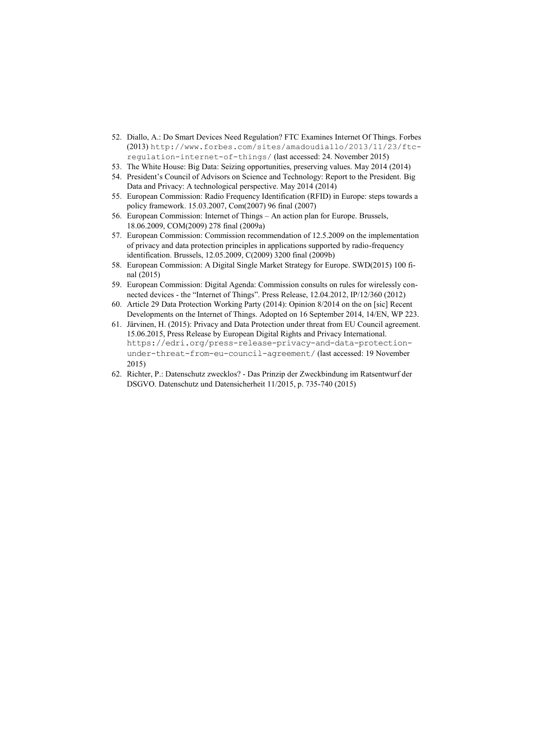52. Diallo, A.: Do Smart Devices Need Regulation? FTC Examines Internet Of Things. Forbes (2013) http://www.forbes.com/sites/amadoudiallo/2013/11/23/ftc-regulation-internet-of-things/ (last accessed: 24. November 2015)
53. The White House: Big Data: Seizing opportunities, preserving values. May 2014 (2014)
54. President's Council of Advisors on Science and Technology: Report to the President. Big Data and Privacy: A technological perspective. May 2014 (2014)
55. European Commission: Radio Frequency Identification (RFID) in Europe: steps towards a policy framework. 15.03.2007, Com(2007) 96 final (2007)
56. European Commission: Internet of Things – An action plan for Europe. Brussels, 18.06.2009, COM(2009) 278 final (2009a)
57. European Commission: Commission recommendation of 12.5.2009 on the implementation of privacy and data protection principles in applications supported by radio-frequency identification. Brussels, 12.05.2009, C(2009) 3200 final (2009b)
58. European Commission: A Digital Single Market Strategy for Europe. SWD(2015) 100 final (2015)
59. European Commission: Digital Agenda: Commission consults on rules for wirelessly connected devices - the "Internet of Things". Press Release, 12.04.2012, IP/12/360 (2012)
60. Article 29 Data Protection Working Party (2014): Opinion 8/2014 on the on [sic] Recent Developments on the Internet of Things. Adopted on 16 September 2014, 14/EN, WP 223.
61. Järvinen, H. (2015): Privacy and Data Protection under threat from EU Council agreement. 15.06.2015, Press Release by European Digital Rights and Privacy International. https://edri.org/press-release-privacy-and-data-protection-under-threat-from-eu-council-agreement/ (last accessed: 19 November 2015)
62. Richter, P.: Datenschutz zwecklos? - Das Prinzip der Zweckbindung im Ratsentwurf der DSGVO. Datenschutz und Datensicherheit 11/2015, p. 735-740 (2015)